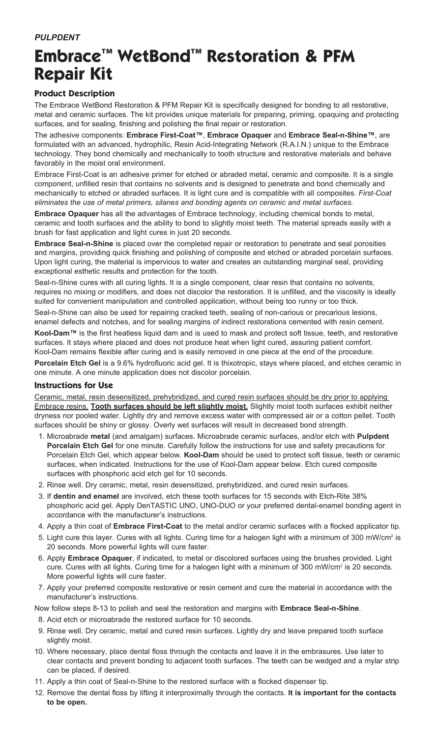***PULPDENT***

# Embrace™ WetBond™ Restoration & PFM Repair Kit

## Product Description

The Embrace WetBond Restoration & PFM Repair Kit is specifically designed for bonding to all restorative, metal and ceramic surfaces. The kit provides unique materials for preparing, priming, opaquing and protecting surfaces, and for sealing, finishing and polishing the final repair or restoration.

The adhesive components: **Embrace First-Coat™**, **Embrace Opaquer** and **Embrace Seal-n-Shine™**, are formulated with an advanced, hydrophilic, Resin Acid-Integrating Network (R.A.I.N.) unique to the Embrace technology. They bond chemically and mechanically to tooth structure and restorative materials and behave favorably in the moist oral environment.

Embrace First-Coat is an adhesive primer for etched or abraded metal, ceramic and composite. It is a single component, unfilled resin that contains no solvents and is designed to penetrate and bond chemically and mechanically to etched or abraded surfaces. It is light cure and is compatible with all composites. *First-Coat eliminates the use of metal primers, silanes and bonding agents on ceramic and metal surfaces.*

**Embrace Opaquer** has all the advantages of Embrace technology, including chemical bonds to metal, ceramic and tooth surfaces and the ability to bond to slightly moist teeth. The material spreads easily with a brush for fast application and light cures in just 20 seconds.

**Embrace Seal-n-Shine** is placed over the completed repair or restoration to penetrate and seal porosities and margins, providing quick finishing and polishing of composite and etched or abraded porcelain surfaces. Upon light curing, the material is impervious to water and creates an outstanding marginal seal, providing exceptional esthetic results and protection for the tooth.

Seal-n-Shine cures with all curing lights. It is a single component, clear resin that contains no solvents, requires no mixing or modifiers, and does not discolor the restoration. It is unfilled, and the viscosity is ideally suited for convenient manipulation and controlled application, without being too runny or too thick.

Seal-n-Shine can also be used for repairing cracked teeth, sealing of non-carious or precarious lesions, enamel defects and notches, and for sealing margins of indirect restorations cemented with resin cement.

**Kool-Dam™** is the first heatless liquid dam and is used to mask and protect soft tissue, teeth, and restorative surfaces. It stays where placed and does not produce heat when light cured, assuring patient comfort. Kool-Dam remains flexible after curing and is easily removed in one piece at the end of the procedure.

**Porcelain Etch Gel** is a 9.6% hydrofluoric acid gel. It is thixotropic, stays where placed, and etches ceramic in one minute. A one minute application does not discolor porcelain.

## Instructions for Use

Ceramic, metal, resin desensitized, prehybridized, and cured resin surfaces should be dry prior to applying Embrace resins. **Tooth surfaces should be left slightly moist.** Slightly moist tooth surfaces exhibit neither dryness nor pooled water. Lightly dry and remove excess water with compressed air or a cotton pellet. Tooth surfaces should be shiny or glossy. Overly wet surfaces will result in decreased bond strength.

1. Microabrade **metal** (and amalgam) surfaces. Microabrade ceramic surfaces, and/or etch with **Pulpdent Porcelain Etch Gel** for one minute. Carefully follow the instructions for use and safety precautions for Porcelain Etch Gel, which appear below. **Kool-Dam** should be used to protect soft tissue, teeth or ceramic surfaces, when indicated. Instructions for the use of Kool-Dam appear below. Etch cured composite surfaces with phosphoric acid etch gel for 10 seconds.
2. Rinse well. Dry ceramic, metal, resin desensitized, prehybridized, and cured resin surfaces.
3. If **dentin and enamel** are involved, etch these tooth surfaces for 15 seconds with Etch-Rite 38% phosphoric acid gel. Apply DenTASTIC UNO, UNO-DUO or your preferred dental-enamel bonding agent in accordance with the manufacturer's instructions.
4. Apply a thin coat of **Embrace First-Coat** to the metal and/or ceramic surfaces with a flocked applicator tip.
5. Light cure this layer. Cures with all lights. Curing time for a halogen light with a minimum of 300 mW/cm$^2$ is 20 seconds. More powerful lights will cure faster.
6. Apply **Embrace Opaquer**, if indicated, to metal or discolored surfaces using the brushes provided. Light cure. Cures with all lights. Curing time for a halogen light with a minimum of 300 mW/cm$^2$ is 20 seconds. More powerful lights will cure faster.
7. Apply your preferred composite restorative or resin cement and cure the material in accordance with the manufacturer's instructions.

Now follow steps 8-13 to polish and seal the restoration and margins with **Embrace Seal-n-Shine**.

8. Acid etch or microabrade the restored surface for 10 seconds.
9. Rinse well. Dry ceramic, metal and cured resin surfaces. Lightly dry and leave prepared tooth surface slightly moist.
10. Where necessary, place dental floss through the contacts and leave it in the embrasures. Use later to clear contacts and prevent bonding to adjacent tooth surfaces. The teeth can be wedged and a mylar strip can be placed, if desired.
11. Apply a thin coat of Seal-n-Shine to the restored surface with a flocked dispenser tip.
12. Remove the dental floss by lifting it interproximally through the contacts. **It is important for the contacts to be open.**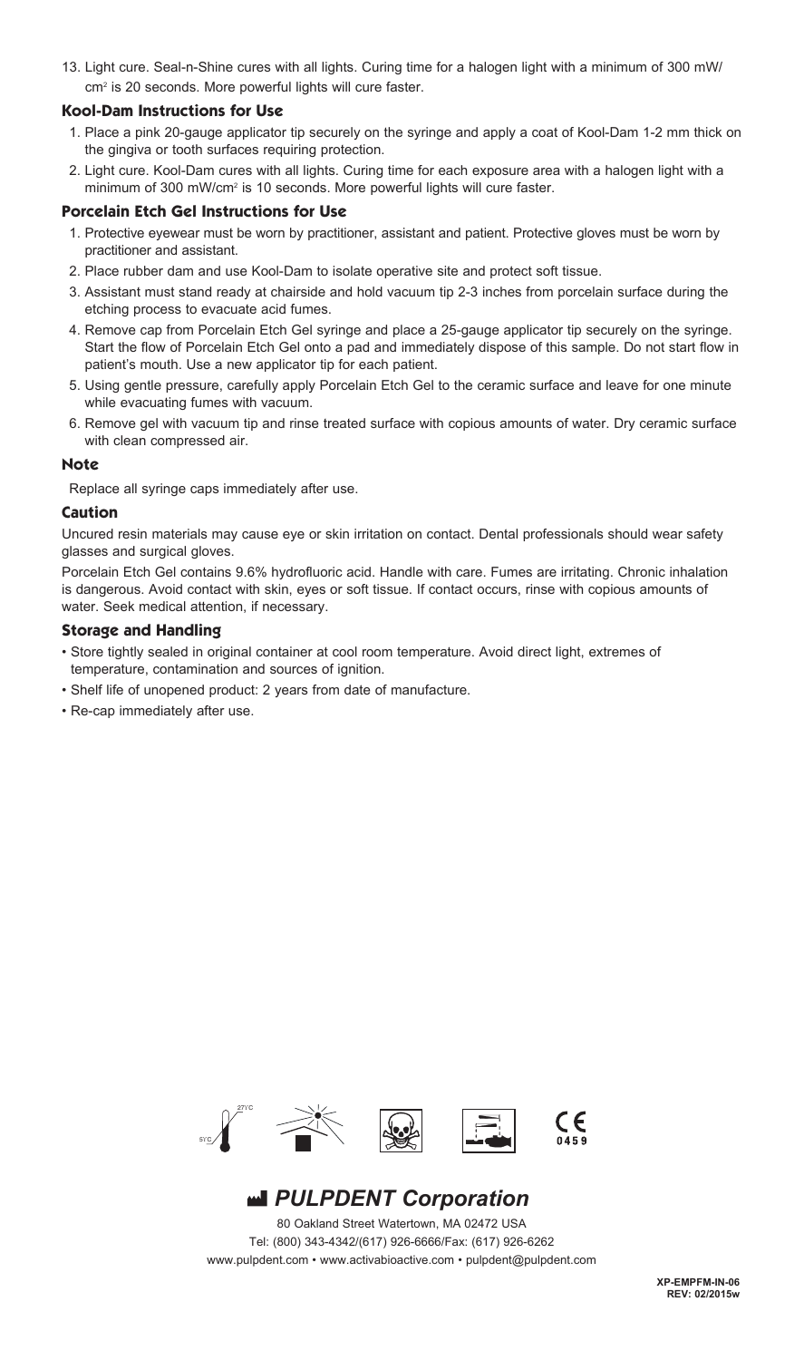13. Light cure. Seal-n-Shine cures with all lights. Curing time for a halogen light with a minimum of 300 mW/cm$^2$ is 20 seconds. More powerful lights will cure faster.

### Kool-Dam Instructions for Use

1. Place a pink 20-gauge applicator tip securely on the syringe and apply a coat of Kool-Dam 1-2 mm thick on the gingiva or tooth surfaces requiring protection.
2. Light cure. Kool-Dam cures with all lights. Curing time for each exposure area with a halogen light with a minimum of 300 mW/cm$^2$ is 10 seconds. More powerful lights will cure faster.

### Porcelain Etch Gel Instructions for Use

1. Protective eyewear must be worn by practitioner, assistant and patient. Protective gloves must be worn by practitioner and assistant.
2. Place rubber dam and use Kool-Dam to isolate operative site and protect soft tissue.
3. Assistant must stand ready at chairside and hold vacuum tip 2-3 inches from porcelain surface during the etching process to evacuate acid fumes.
4. Remove cap from Porcelain Etch Gel syringe and place a 25-gauge applicator tip securely on the syringe. Start the flow of Porcelain Etch Gel onto a pad and immediately dispose of this sample. Do not start flow in patient's mouth. Use a new applicator tip for each patient.
5. Using gentle pressure, carefully apply Porcelain Etch Gel to the ceramic surface and leave for one minute while evacuating fumes with vacuum.
6. Remove gel with vacuum tip and rinse treated surface with copious amounts of water. Dry ceramic surface with clean compressed air.

### Note

Replace all syringe caps immediately after use.

### Caution

Uncured resin materials may cause eye or skin irritation on contact. Dental professionals should wear safety glasses and surgical gloves.

Porcelain Etch Gel contains 9.6% hydrofluoric acid. Handle with care. Fumes are irritating. Chronic inhalation is dangerous. Avoid contact with skin, eyes or soft tissue. If contact occurs, rinse with copious amounts of water. Seek medical attention, if necessary.

### Storage and Handling

- Store tightly sealed in original container at cool room temperature. Avoid direct light, extremes of temperature, contamination and sources of ignition.
- Shelf life of unopened product: 2 years from date of manufacture.
- Re-cap immediately after use.

27°C

5°C

CE 0459

**PULPDENT Corporation**

80 Oakland Street Watertown, MA 02472 USA

Tel: (800) 343-4342/(617) 926-6666/Fax: (617) 926-6262

www.pulpdent.com • www.activabioactive.com • pulpdent@pulpdent.com

**XP-EMPFM-IN-06**
**REV: 02/2015w**